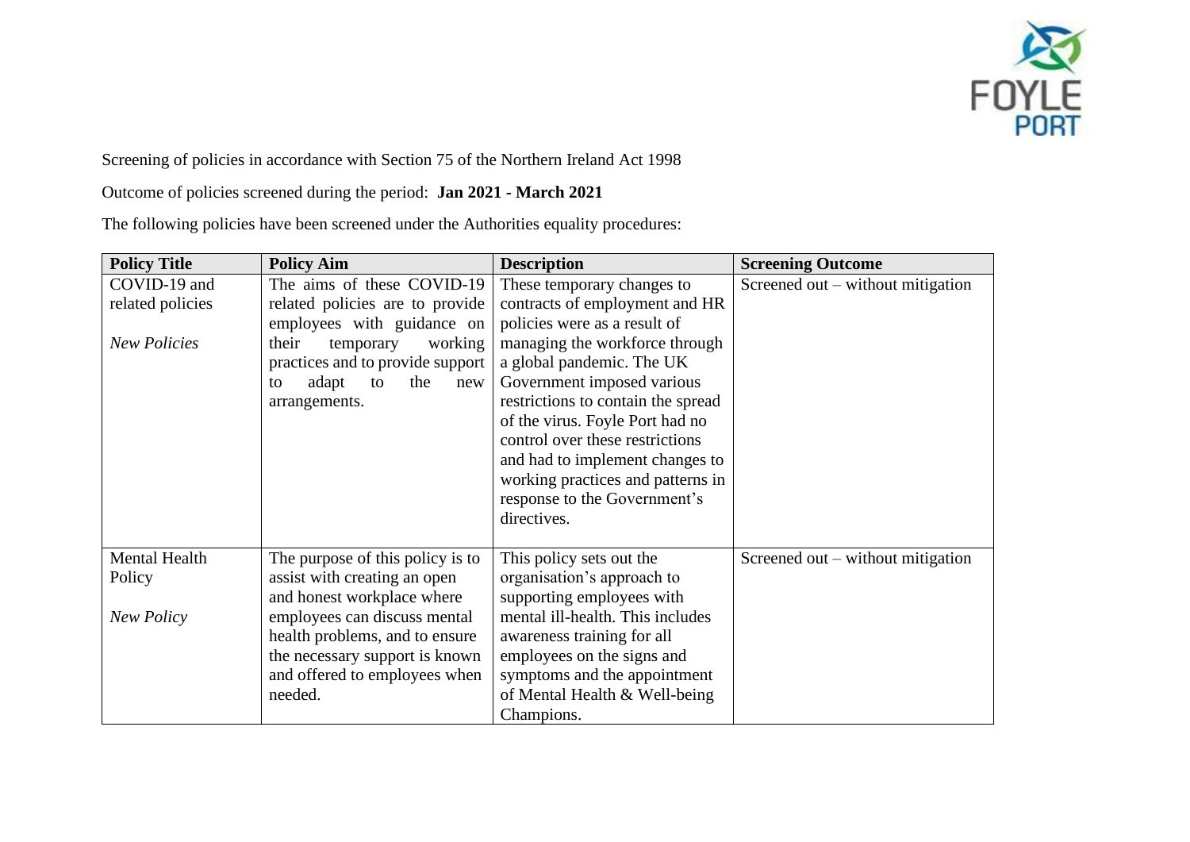Screening of policies in accordance with Section 75 of the Northern Ireland Act 1998

Outcome of policies screened during the period: **Jan 2021 - March 2021**

The following policies have been screened under the Authorities equality procedures:

| Policy Title | Policy Aim | Description | Screening Outcome |
|---|---|---|---|
| COVID-19 and related policies<br><br>*New Policies* | The aims of these COVID-19 related policies are to provide employees with guidance on their temporary working practices and to provide support to adapt to the new arrangements. | These temporary changes to contracts of employment and HR policies were as a result of managing the workforce through a global pandemic. The UK Government imposed various restrictions to contain the spread of the virus. Foyle Port had no control over these restrictions and had to implement changes to working practices and patterns in response to the Government's directives. | Screened out – without mitigation |
| Mental Health Policy<br><br>*New Policy* | The purpose of this policy is to assist with creating an open and honest workplace where employees can discuss mental health problems, and to ensure the necessary support is known and offered to employees when needed. | This policy sets out the organisation's approach to supporting employees with mental ill-health. This includes awareness training for all employees on the signs and symptoms and the appointment of Mental Health & Well-being Champions. | Screened out – without mitigation |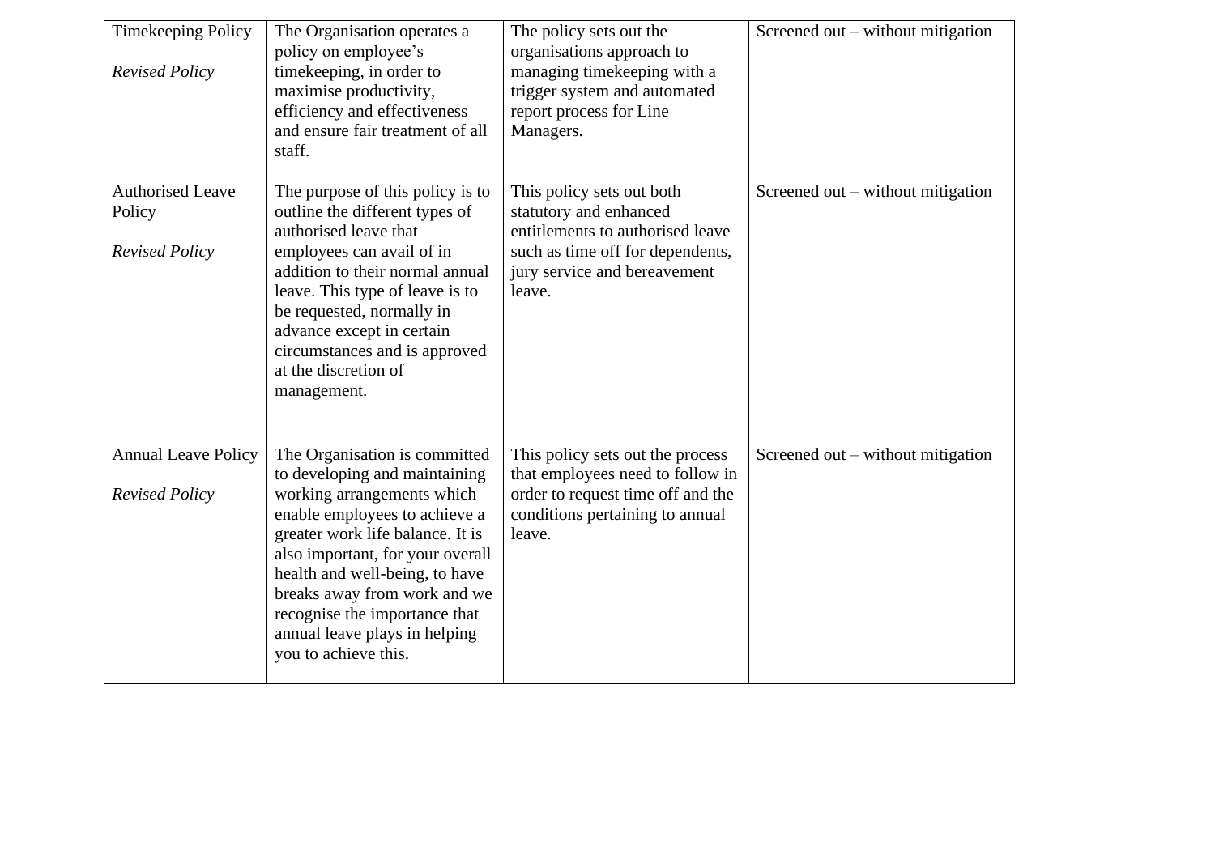| Timekeeping Policy<br><br>*Revised Policy* | The Organisation operates a policy on employee's timekeeping, in order to maximise productivity, efficiency and effectiveness and ensure fair treatment of all staff. | The policy sets out the organisations approach to managing timekeeping with a trigger system and automated report process for Line Managers. | Screened out – without mitigation |
|---|---|---|---|
| Authorised Leave Policy<br><br>*Revised Policy* | The purpose of this policy is to outline the different types of authorised leave that employees can avail of in addition to their normal annual leave. This type of leave is to be requested, normally in advance except in certain circumstances and is approved at the discretion of management. | This policy sets out both statutory and enhanced entitlements to authorised leave such as time off for dependents, jury service and bereavement leave. | Screened out – without mitigation |
| Annual Leave Policy<br><br>*Revised Policy* | The Organisation is committed to developing and maintaining working arrangements which enable employees to achieve a greater work life balance. It is also important, for your overall health and well-being, to have breaks away from work and we recognise the importance that annual leave plays in helping you to achieve this. | This policy sets out the process that employees need to follow in order to request time off and the conditions pertaining to annual leave. | Screened out – without mitigation |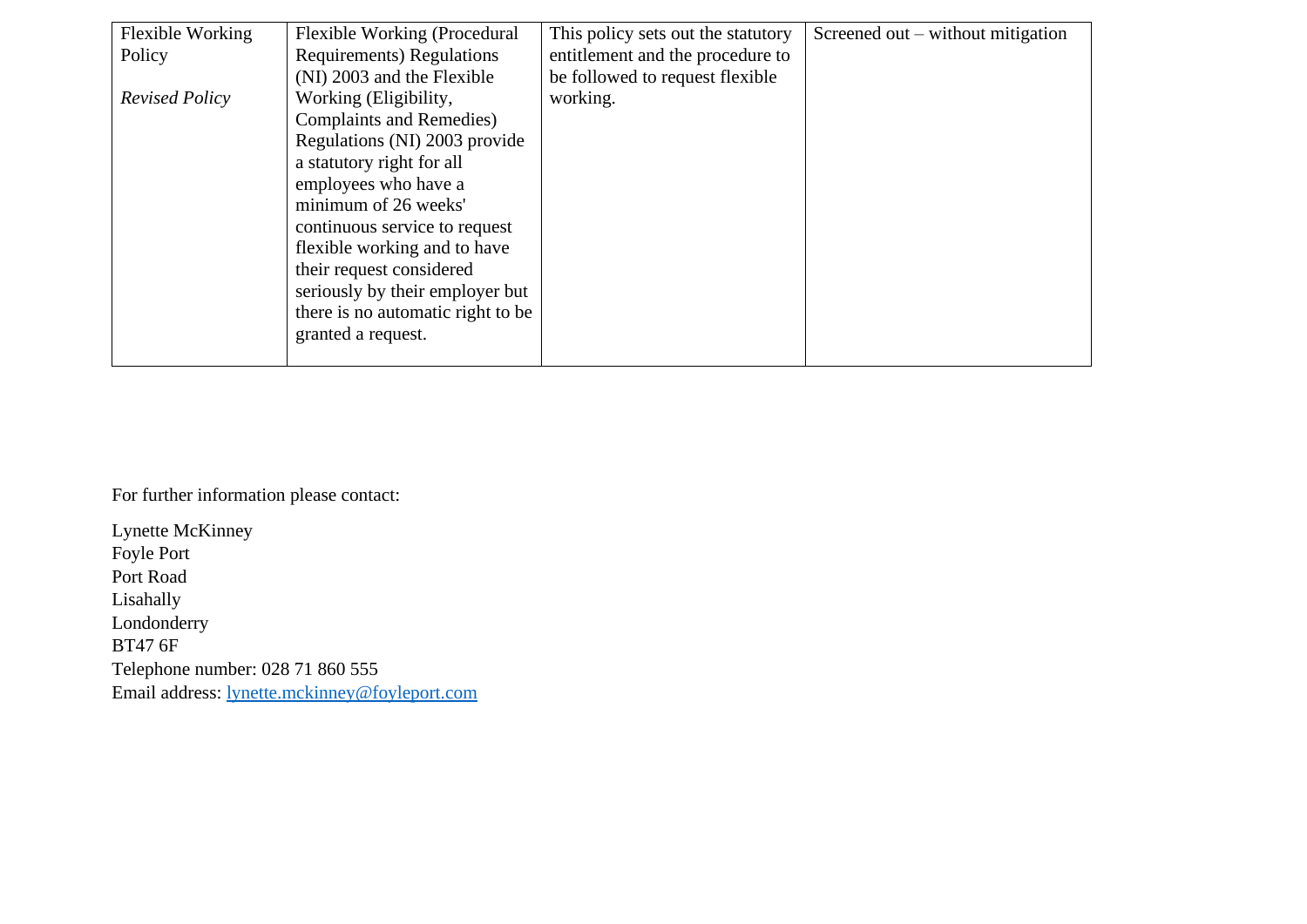| | | | |
|---|---|---|---|
| Flexible Working Policy<br><br>*Revised Policy* | Flexible Working (Procedural Requirements) Regulations (NI) 2003 and the Flexible Working (Eligibility, Complaints and Remedies) Regulations (NI) 2003 provide a statutory right for all employees who have a minimum of 26 weeks' continuous service to request flexible working and to have their request considered seriously by their employer but there is no automatic right to be granted a request. | This policy sets out the statutory entitlement and the procedure to be followed to request flexible working. | Screened out – without mitigation |

For further information please contact:

Lynette McKinney
Foyle Port
Port Road
Lisahally
Londonderry
BT47 6F
Telephone number: 028 71 860 555
Email address: lynette.mckinney@foyleport.com